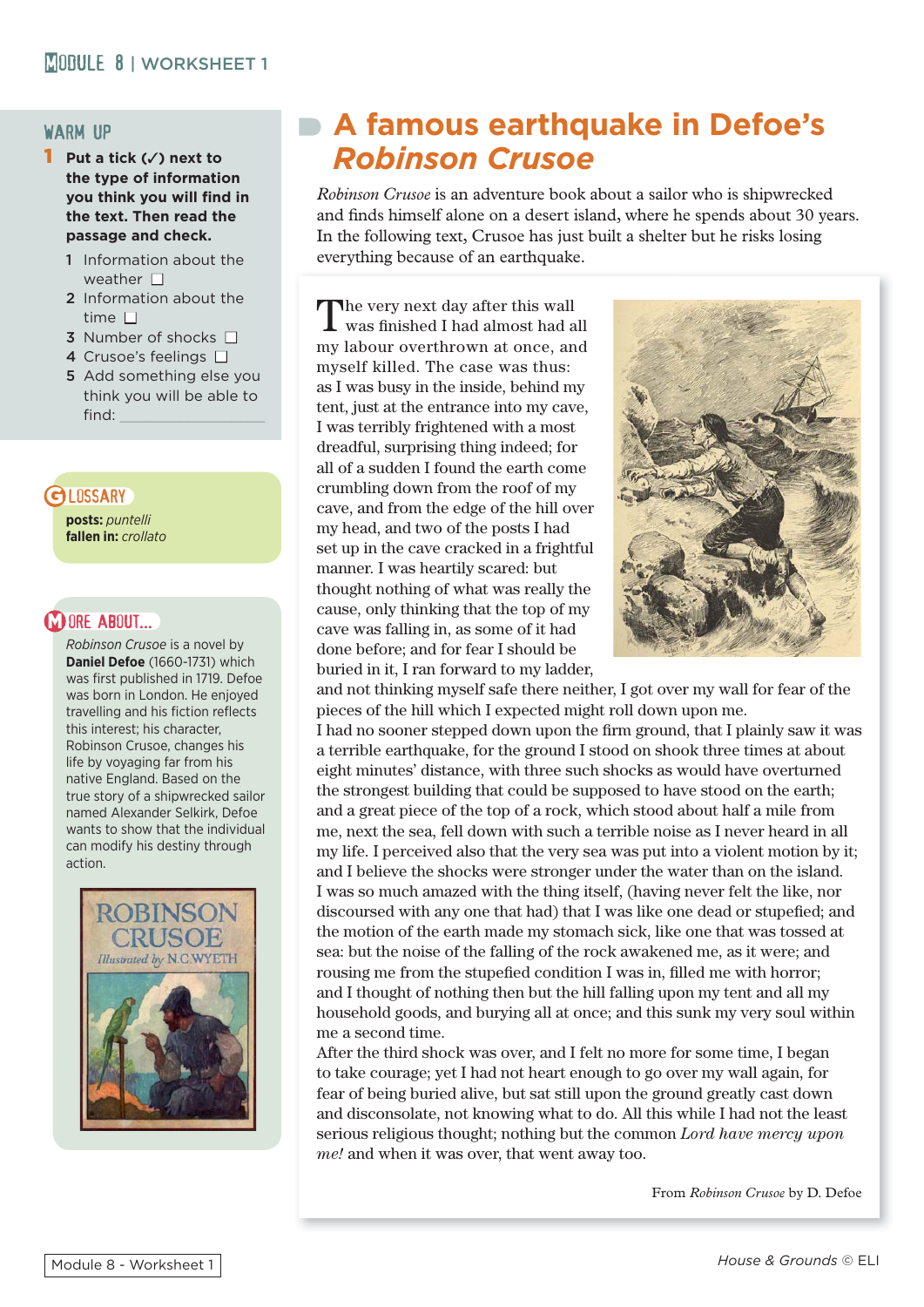# A famous earthquake in Defoe's *Robinson Crusoe*

*Robinson Crusoe* is an adventure book about a sailor who is shipwrecked and finds himself alone on a desert island, where he spends about 30 years. In the following text, Crusoe has just built a shelter but he risks losing everything because of an earthquake.

## WARM UP

**1 Put a tick (✓) next to the type of information you think you will find in the text. Then read the passage and check.**

1. Information about the weather ☐
2. Information about the time ☐
3. Number of shocks ☐
4. Crusoe's feelings ☐
5. Add something else you think you will be able to find: ______________

The very next day after this wall was finished I had almost had all my labour overthrown at once, and myself killed. The case was thus: as I was busy in the inside, behind my tent, just at the entrance into my cave, I was terribly frightened with a most dreadful, surprising thing indeed; for all of a sudden I found the earth come crumbling down from the roof of my cave, and from the edge of the hill over my head, and two of the posts I had set up in the cave cracked in a frightful manner. I was heartily scared: but thought nothing of what was really the cause, only thinking that the top of my cave was falling in, as some of it had done before; and for fear I should be buried in it, I ran forward to my ladder, and not thinking myself safe there neither, I got over my wall for fear of the pieces of the hill which I expected might roll down upon me.

I had no sooner stepped down upon the firm ground, that I plainly saw it was a terrible earthquake, for the ground I stood on shook three times at about eight minutes' distance, with three such shocks as would have overturned the strongest building that could be supposed to have stood on the earth; and a great piece of the top of a rock, which stood about half a mile from me, next the sea, fell down with such a terrible noise as I never heard in all my life. I perceived also that the very sea was put into a violent motion by it; and I believe the shocks were stronger under the water than on the island.

I was so much amazed with the thing itself, (having never felt the like, nor discoursed with any one that had) that I was like one dead or stupefied; and the motion of the earth made my stomach sick, like one that was tossed at sea: but the noise of the falling of the rock awakened me, as it were; and rousing me from the stupefied condition I was in, filled me with horror; and I thought of nothing then but the hill falling upon my tent and all my household goods, and burying all at once; and this sunk my very soul within me a second time.

After the third shock was over, and I felt no more for some time, I began to take courage; yet I had not heart enough to go over my wall again, for fear of being buried alive, but sat still upon the ground greatly cast down and disconsolate, not knowing what to do. All this while I had not the least serious religious thought; nothing but the common *Lord have mercy upon me!* and when it was over, that went away too.

From *Robinson Crusoe* by D. Defoe

## GLOSSARY

**posts:** *puntelli*
**fallen in:** *crollato*

## MORE ABOUT...

*Robinson Crusoe* is a novel by **Daniel Defoe** (1660-1731) which was first published in 1719. Defoe was born in London. He enjoyed travelling and his fiction reflects this interest; his character, Robinson Crusoe, changes his life by voyaging far from his native England. Based on the true story of a shipwrecked sailor named Alexander Selkirk, Defoe wants to show that the individual can modify his destiny through action.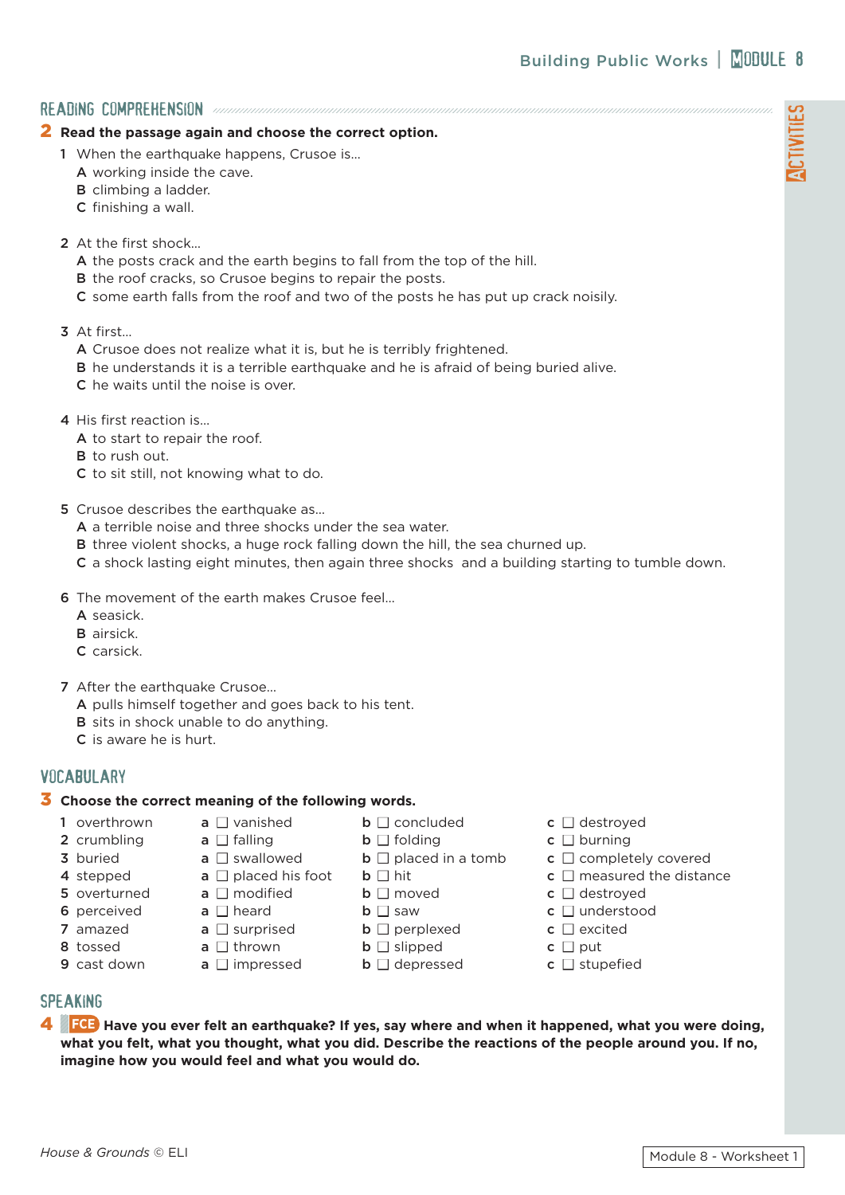## READING COMPREHENSION

**2 Read the passage again and choose the correct option.**

1 When the earthquake happens, Crusoe is...
A working inside the cave.
B climbing a ladder.
C finishing a wall.

2 At the first shock...
A the posts crack and the earth begins to fall from the top of the hill.
B the roof cracks, so Crusoe begins to repair the posts.
C some earth falls from the roof and two of the posts he has put up crack noisily.

3 At first...
A Crusoe does not realize what it is, but he is terribly frightened.
B he understands it is a terrible earthquake and he is afraid of being buried alive.
C he waits until the noise is over.

4 His first reaction is...
A to start to repair the roof.
B to rush out.
C to sit still, not knowing what to do.

5 Crusoe describes the earthquake as...
A a terrible noise and three shocks under the sea water.
B three violent shocks, a huge rock falling down the hill, the sea churned up.
C a shock lasting eight minutes, then again three shocks and a building starting to tumble down.

6 The movement of the earth makes Crusoe feel...
A seasick.
B airsick.
C carsick.

7 After the earthquake Crusoe...
A pulls himself together and goes back to his tent.
B sits in shock unable to do anything.
C is aware he is hurt.

## VOCABULARY

**3 Choose the correct meaning of the following words.**

| | | | |
|---|---|---|---|
| 1 overthrown | a ☐ vanished | b ☐ concluded | c ☐ destroyed |
| 2 crumbling | a ☐ falling | b ☐ folding | c ☐ burning |
| 3 buried | a ☐ swallowed | b ☐ placed in a tomb | c ☐ completely covered |
| 4 stepped | a ☐ placed his foot | b ☐ hit | c ☐ measured the distance |
| 5 overturned | a ☐ modified | b ☐ moved | c ☐ destroyed |
| 6 perceived | a ☐ heard | b ☐ saw | c ☐ understood |
| 7 amazed | a ☐ surprised | b ☐ perplexed | c ☐ excited |
| 8 tossed | a ☐ thrown | b ☐ slipped | c ☐ put |
| 9 cast down | a ☐ impressed | b ☐ depressed | c ☐ stupefied |

## SPEAKING

**4 FCE Have you ever felt an earthquake? If yes, say where and when it happened, what you were doing, what you felt, what you thought, what you did. Describe the reactions of the people around you. If no, imagine how you would feel and what you would do.**

*House & Grounds* © ELI

Module 8 - Worksheet 1